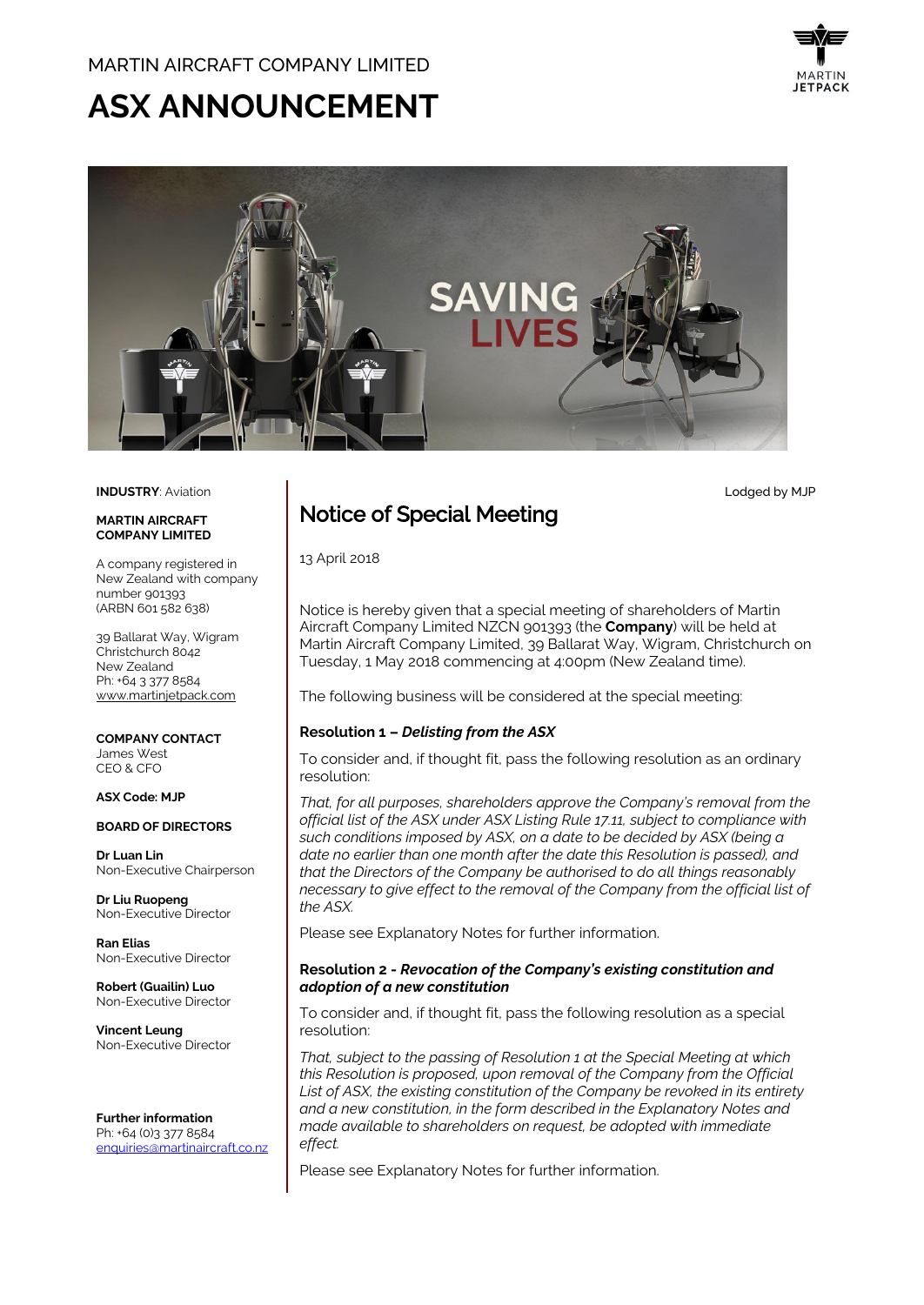MARTIN AIRCRAFT COMPANY LIMITED

# ASX ANNOUNCEMENT

**INDUSTRY**: Aviation

**MARTIN AIRCRAFT COMPANY LIMITED**

A company registered in New Zealand with company number 901393 (ARBN 601 582 638)

39 Ballarat Way, Wigram
Christchurch 8042
New Zealand
Ph: +64 3 377 8584
www.martinjetpack.com

**COMPANY CONTACT**
James West
CEO & CFO

**ASX Code: MJP**

**BOARD OF DIRECTORS**

**Dr Luan Lin**
Non-Executive Chairperson

**Dr Liu Ruopeng**
Non-Executive Director

**Ran Elias**
Non-Executive Director

**Robert (Guailin) Luo**
Non-Executive Director

**Vincent Leung**
Non-Executive Director

**Further information**
Ph: +64 (0)3 377 8584
enquiries@martinaircraft.co.nz

Lodged by MJP

## Notice of Special Meeting

13 April 2018

Notice is hereby given that a special meeting of shareholders of Martin Aircraft Company Limited NZCN 901393 (the **Company**) will be held at Martin Aircraft Company Limited, 39 Ballarat Way, Wigram, Christchurch on Tuesday, 1 May 2018 commencing at 4:00pm (New Zealand time).

The following business will be considered at the special meeting:

### Resolution 1 – *Delisting from the ASX*

To consider and, if thought fit, pass the following resolution as an ordinary resolution:

*That, for all purposes, shareholders approve the Company's removal from the official list of the ASX under ASX Listing Rule 17.11, subject to compliance with such conditions imposed by ASX, on a date to be decided by ASX (being a date no earlier than one month after the date this Resolution is passed), and that the Directors of the Company be authorised to do all things reasonably necessary to give effect to the removal of the Company from the official list of the ASX.*

Please see Explanatory Notes for further information.

### Resolution 2 - *Revocation of the Company's existing constitution and adoption of a new constitution*

To consider and, if thought fit, pass the following resolution as a special resolution:

*That, subject to the passing of Resolution 1 at the Special Meeting at which this Resolution is proposed, upon removal of the Company from the Official List of ASX, the existing constitution of the Company be revoked in its entirety and a new constitution, in the form described in the Explanatory Notes and made available to shareholders on request, be adopted with immediate effect.*

Please see Explanatory Notes for further information.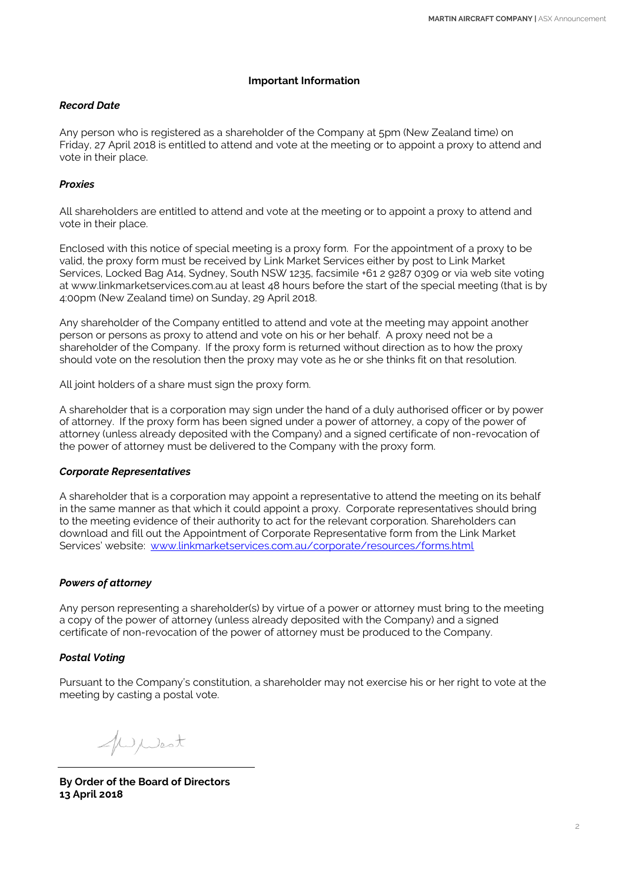## Important Information

### *Record Date*

Any person who is registered as a shareholder of the Company at 5pm (New Zealand time) on Friday, 27 April 2018 is entitled to attend and vote at the meeting or to appoint a proxy to attend and vote in their place.

### *Proxies*

All shareholders are entitled to attend and vote at the meeting or to appoint a proxy to attend and vote in their place.

Enclosed with this notice of special meeting is a proxy form. For the appointment of a proxy to be valid, the proxy form must be received by Link Market Services either by post to Link Market Services, Locked Bag A14, Sydney, South NSW 1235, facsimile +61 2 9287 0309 or via web site voting at www.linkmarketservices.com.au at least 48 hours before the start of the special meeting (that is by 4:00pm (New Zealand time) on Sunday, 29 April 2018.

Any shareholder of the Company entitled to attend and vote at the meeting may appoint another person or persons as proxy to attend and vote on his or her behalf. A proxy need not be a shareholder of the Company. If the proxy form is returned without direction as to how the proxy should vote on the resolution then the proxy may vote as he or she thinks fit on that resolution.

All joint holders of a share must sign the proxy form.

A shareholder that is a corporation may sign under the hand of a duly authorised officer or by power of attorney. If the proxy form has been signed under a power of attorney, a copy of the power of attorney (unless already deposited with the Company) and a signed certificate of non-revocation of the power of attorney must be delivered to the Company with the proxy form.

### *Corporate Representatives*

A shareholder that is a corporation may appoint a representative to attend the meeting on its behalf in the same manner as that which it could appoint a proxy. Corporate representatives should bring to the meeting evidence of their authority to act for the relevant corporation. Shareholders can download and fill out the Appointment of Corporate Representative form from the Link Market Services' website: www.linkmarketservices.com.au/corporate/resources/forms.html

### *Powers of attorney*

Any person representing a shareholder(s) by virtue of a power or attorney must bring to the meeting a copy of the power of attorney (unless already deposited with the Company) and a signed certificate of non-revocation of the power of attorney must be produced to the Company.

### *Postal Voting*

Pursuant to the Company's constitution, a shareholder may not exercise his or her right to vote at the meeting by casting a postal vote.

**By Order of the Board of Directors**
**13 April 2018**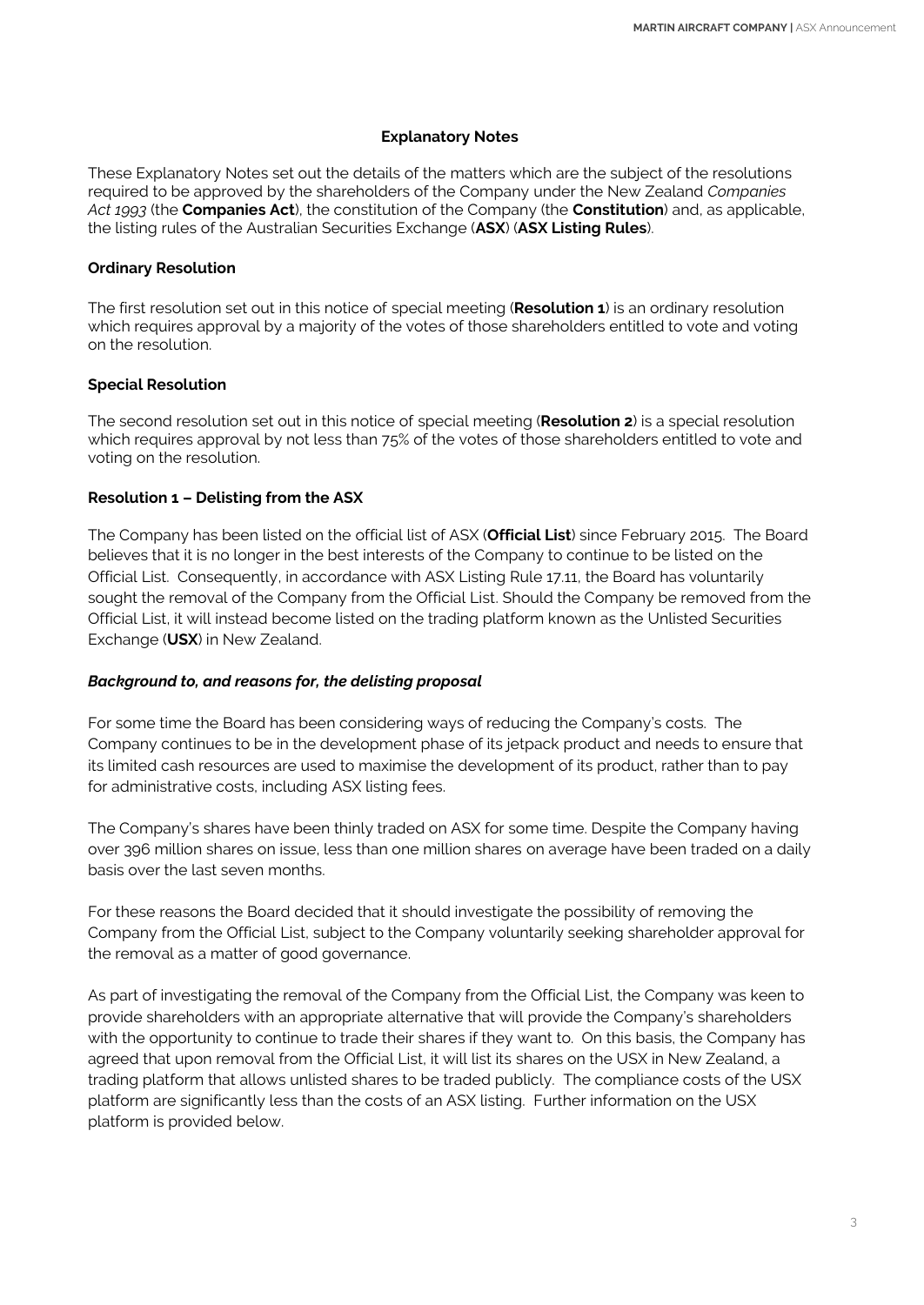## Explanatory Notes

These Explanatory Notes set out the details of the matters which are the subject of the resolutions required to be approved by the shareholders of the Company under the New Zealand *Companies Act 1993* (the **Companies Act**), the constitution of the Company (the **Constitution**) and, as applicable, the listing rules of the Australian Securities Exchange (**ASX**) (**ASX Listing Rules**).

### Ordinary Resolution

The first resolution set out in this notice of special meeting (**Resolution 1**) is an ordinary resolution which requires approval by a majority of the votes of those shareholders entitled to vote and voting on the resolution.

### Special Resolution

The second resolution set out in this notice of special meeting (**Resolution 2**) is a special resolution which requires approval by not less than 75% of the votes of those shareholders entitled to vote and voting on the resolution.

### Resolution 1 – Delisting from the ASX

The Company has been listed on the official list of ASX (**Official List**) since February 2015. The Board believes that it is no longer in the best interests of the Company to continue to be listed on the Official List. Consequently, in accordance with ASX Listing Rule 17.11, the Board has voluntarily sought the removal of the Company from the Official List. Should the Company be removed from the Official List, it will instead become listed on the trading platform known as the Unlisted Securities Exchange (**USX**) in New Zealand.

#### *Background to, and reasons for, the delisting proposal*

For some time the Board has been considering ways of reducing the Company's costs. The Company continues to be in the development phase of its jetpack product and needs to ensure that its limited cash resources are used to maximise the development of its product, rather than to pay for administrative costs, including ASX listing fees.

The Company's shares have been thinly traded on ASX for some time. Despite the Company having over 396 million shares on issue, less than one million shares on average have been traded on a daily basis over the last seven months.

For these reasons the Board decided that it should investigate the possibility of removing the Company from the Official List, subject to the Company voluntarily seeking shareholder approval for the removal as a matter of good governance.

As part of investigating the removal of the Company from the Official List, the Company was keen to provide shareholders with an appropriate alternative that will provide the Company's shareholders with the opportunity to continue to trade their shares if they want to. On this basis, the Company has agreed that upon removal from the Official List, it will list its shares on the USX in New Zealand, a trading platform that allows unlisted shares to be traded publicly. The compliance costs of the USX platform are significantly less than the costs of an ASX listing. Further information on the USX platform is provided below.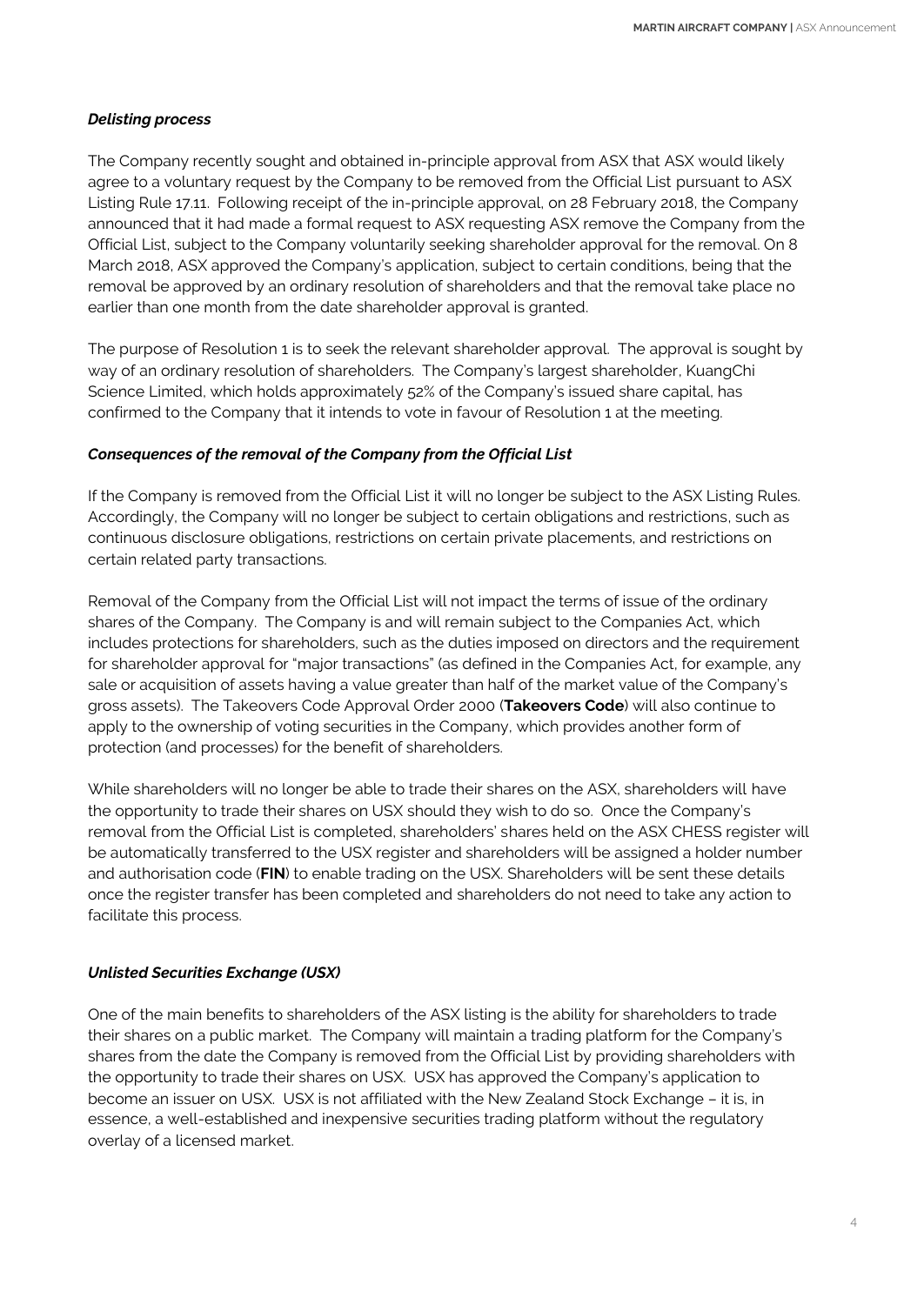***Delisting process***

The Company recently sought and obtained in-principle approval from ASX that ASX would likely agree to a voluntary request by the Company to be removed from the Official List pursuant to ASX Listing Rule 17.11. Following receipt of the in-principle approval, on 28 February 2018, the Company announced that it had made a formal request to ASX requesting ASX remove the Company from the Official List, subject to the Company voluntarily seeking shareholder approval for the removal. On 8 March 2018, ASX approved the Company's application, subject to certain conditions, being that the removal be approved by an ordinary resolution of shareholders and that the removal take place no earlier than one month from the date shareholder approval is granted.

The purpose of Resolution 1 is to seek the relevant shareholder approval. The approval is sought by way of an ordinary resolution of shareholders. The Company's largest shareholder, KuangChi Science Limited, which holds approximately 52% of the Company's issued share capital, has confirmed to the Company that it intends to vote in favour of Resolution 1 at the meeting.

***Consequences of the removal of the Company from the Official List***

If the Company is removed from the Official List it will no longer be subject to the ASX Listing Rules. Accordingly, the Company will no longer be subject to certain obligations and restrictions, such as continuous disclosure obligations, restrictions on certain private placements, and restrictions on certain related party transactions.

Removal of the Company from the Official List will not impact the terms of issue of the ordinary shares of the Company. The Company is and will remain subject to the Companies Act, which includes protections for shareholders, such as the duties imposed on directors and the requirement for shareholder approval for "major transactions" (as defined in the Companies Act, for example, any sale or acquisition of assets having a value greater than half of the market value of the Company's gross assets). The Takeovers Code Approval Order 2000 (**Takeovers Code**) will also continue to apply to the ownership of voting securities in the Company, which provides another form of protection (and processes) for the benefit of shareholders.

While shareholders will no longer be able to trade their shares on the ASX, shareholders will have the opportunity to trade their shares on USX should they wish to do so. Once the Company's removal from the Official List is completed, shareholders' shares held on the ASX CHESS register will be automatically transferred to the USX register and shareholders will be assigned a holder number and authorisation code (**FIN**) to enable trading on the USX. Shareholders will be sent these details once the register transfer has been completed and shareholders do not need to take any action to facilitate this process.

***Unlisted Securities Exchange (USX)***

One of the main benefits to shareholders of the ASX listing is the ability for shareholders to trade their shares on a public market. The Company will maintain a trading platform for the Company's shares from the date the Company is removed from the Official List by providing shareholders with the opportunity to trade their shares on USX. USX has approved the Company's application to become an issuer on USX. USX is not affiliated with the New Zealand Stock Exchange – it is, in essence, a well-established and inexpensive securities trading platform without the regulatory overlay of a licensed market.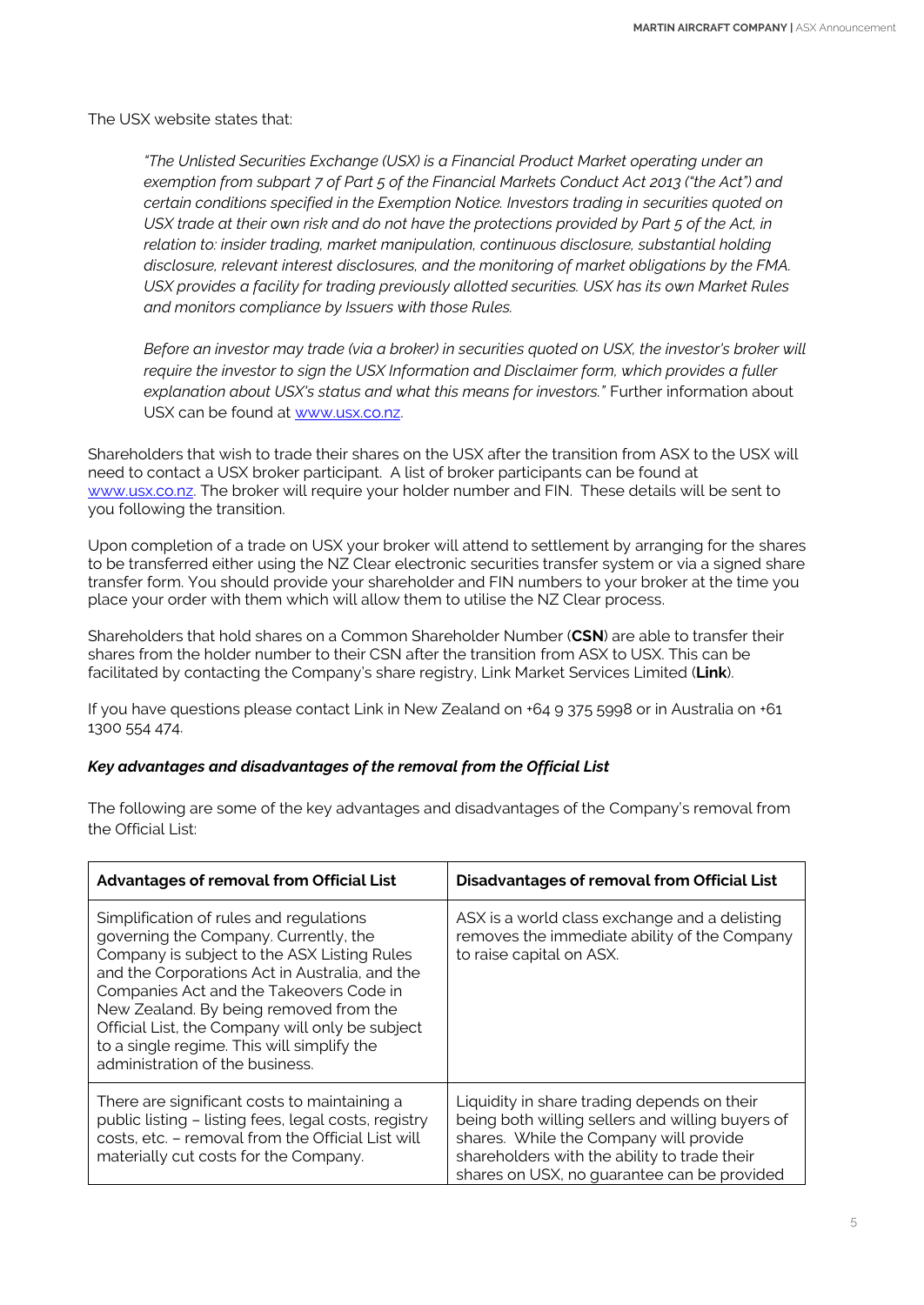The USX website states that:

> *"The Unlisted Securities Exchange (USX) is a Financial Product Market operating under an exemption from subpart 7 of Part 5 of the Financial Markets Conduct Act 2013 ("the Act") and certain conditions specified in the Exemption Notice. Investors trading in securities quoted on USX trade at their own risk and do not have the protections provided by Part 5 of the Act, in relation to: insider trading, market manipulation, continuous disclosure, substantial holding disclosure, relevant interest disclosures, and the monitoring of market obligations by the FMA. USX provides a facility for trading previously allotted securities. USX has its own Market Rules and monitors compliance by Issuers with those Rules.*
>
> *Before an investor may trade (via a broker) in securities quoted on USX, the investor's broker will require the investor to sign the USX Information and Disclaimer form, which provides a fuller explanation about USX's status and what this means for investors."* Further information about USX can be found at www.usx.co.nz.

Shareholders that wish to trade their shares on the USX after the transition from ASX to the USX will need to contact a USX broker participant. A list of broker participants can be found at www.usx.co.nz. The broker will require your holder number and FIN. These details will be sent to you following the transition.

Upon completion of a trade on USX your broker will attend to settlement by arranging for the shares to be transferred either using the NZ Clear electronic securities transfer system or via a signed share transfer form. You should provide your shareholder and FIN numbers to your broker at the time you place your order with them which will allow them to utilise the NZ Clear process.

Shareholders that hold shares on a Common Shareholder Number (**CSN**) are able to transfer their shares from the holder number to their CSN after the transition from ASX to USX. This can be facilitated by contacting the Company's share registry, Link Market Services Limited (**Link**).

If you have questions please contact Link in New Zealand on +64 9 375 5998 or in Australia on +61 1300 554 474.

***Key advantages and disadvantages of the removal from the Official List***

The following are some of the key advantages and disadvantages of the Company's removal from the Official List:

| Advantages of removal from Official List | Disadvantages of removal from Official List |
|---|---|
| Simplification of rules and regulations governing the Company. Currently, the Company is subject to the ASX Listing Rules and the Corporations Act in Australia, and the Companies Act and the Takeovers Code in New Zealand. By being removed from the Official List, the Company will only be subject to a single regime. This will simplify the administration of the business. | ASX is a world class exchange and a delisting removes the immediate ability of the Company to raise capital on ASX. |
| There are significant costs to maintaining a public listing – listing fees, legal costs, registry costs, etc. – removal from the Official List will materially cut costs for the Company. | Liquidity in share trading depends on their being both willing sellers and willing buyers of shares. While the Company will provide shareholders with the ability to trade their shares on USX, no guarantee can be provided |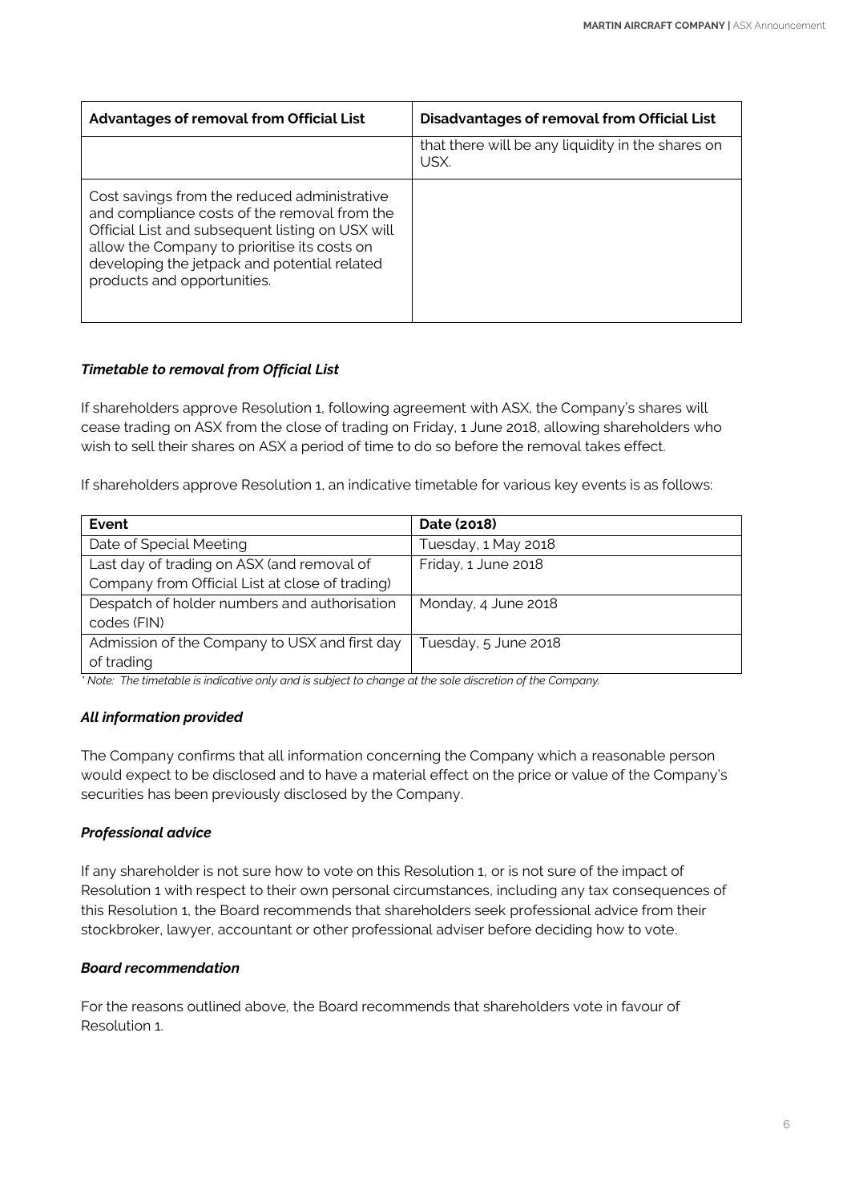| Advantages of removal from Official List | Disadvantages of removal from Official List |
| --- | --- |
| | that there will be any liquidity in the shares on USX. |
| Cost savings from the reduced administrative and compliance costs of the removal from the Official List and subsequent listing on USX will allow the Company to prioritise its costs on developing the jetpack and potential related products and opportunities. | |

***Timetable to removal from Official List***

If shareholders approve Resolution 1, following agreement with ASX, the Company's shares will cease trading on ASX from the close of trading on Friday, 1 June 2018, allowing shareholders who wish to sell their shares on ASX a period of time to do so before the removal takes effect.

If shareholders approve Resolution 1, an indicative timetable for various key events is as follows:

| Event | Date (2018) |
| --- | --- |
| Date of Special Meeting | Tuesday, 1 May 2018 |
| Last day of trading on ASX (and removal of Company from Official List at close of trading) | Friday, 1 June 2018 |
| Despatch of holder numbers and authorisation codes (FIN) | Monday, 4 June 2018 |
| Admission of the Company to USX and first day of trading | Tuesday, 5 June 2018 |

*\* Note: The timetable is indicative only and is subject to change at the sole discretion of the Company.*

***All information provided***

The Company confirms that all information concerning the Company which a reasonable person would expect to be disclosed and to have a material effect on the price or value of the Company's securities has been previously disclosed by the Company.

***Professional advice***

If any shareholder is not sure how to vote on this Resolution 1, or is not sure of the impact of Resolution 1 with respect to their own personal circumstances, including any tax consequences of this Resolution 1, the Board recommends that shareholders seek professional advice from their stockbroker, lawyer, accountant or other professional adviser before deciding how to vote.

***Board recommendation***

For the reasons outlined above, the Board recommends that shareholders vote in favour of Resolution 1.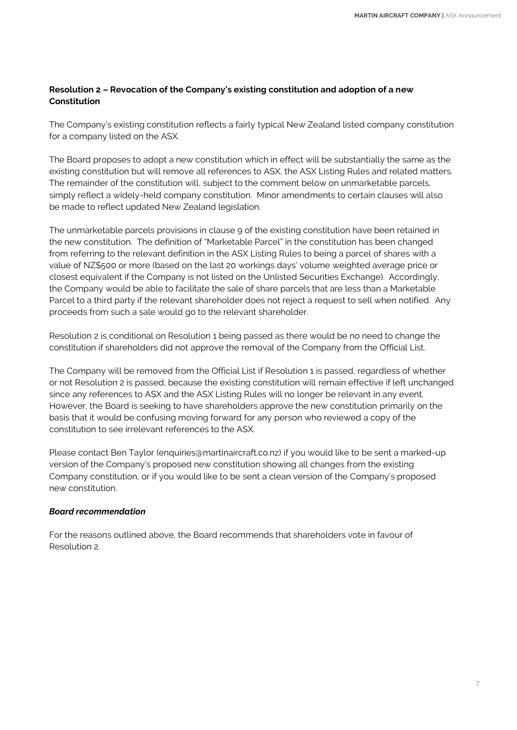**Resolution 2 – Revocation of the Company's existing constitution and adoption of a new Constitution**

The Company's existing constitution reflects a fairly typical New Zealand listed company constitution for a company listed on the ASX.

The Board proposes to adopt a new constitution which in effect will be substantially the same as the existing constitution but will remove all references to ASX, the ASX Listing Rules and related matters. The remainder of the constitution will, subject to the comment below on unmarketable parcels, simply reflect a widely-held company constitution. Minor amendments to certain clauses will also be made to reflect updated New Zealand legislation.

The unmarketable parcels provisions in clause 9 of the existing constitution have been retained in the new constitution. The definition of "Marketable Parcel" in the constitution has been changed from referring to the relevant definition in the ASX Listing Rules to being a parcel of shares with a value of NZ$500 or more (based on the last 20 workings days' volume weighted average price or closest equivalent if the Company is not listed on the Unlisted Securities Exchange). Accordingly, the Company would be able to facilitate the sale of share parcels that are less than a Marketable Parcel to a third party if the relevant shareholder does not reject a request to sell when notified. Any proceeds from such a sale would go to the relevant shareholder.

Resolution 2 is conditional on Resolution 1 being passed as there would be no need to change the constitution if shareholders did not approve the removal of the Company from the Official List.

The Company will be removed from the Official List if Resolution 1 is passed, regardless of whether or not Resolution 2 is passed, because the existing constitution will remain effective if left unchanged since any references to ASX and the ASX Listing Rules will no longer be relevant in any event. However, the Board is seeking to have shareholders approve the new constitution primarily on the basis that it would be confusing moving forward for any person who reviewed a copy of the constitution to see irrelevant references to the ASX.

Please contact Ben Taylor (enquiries@martinaircraft.co.nz) if you would like to be sent a marked-up version of the Company's proposed new constitution showing all changes from the existing Company constitution, or if you would like to be sent a clean version of the Company's proposed new constitution.

***Board recommendation***

For the reasons outlined above, the Board recommends that shareholders vote in favour of Resolution 2.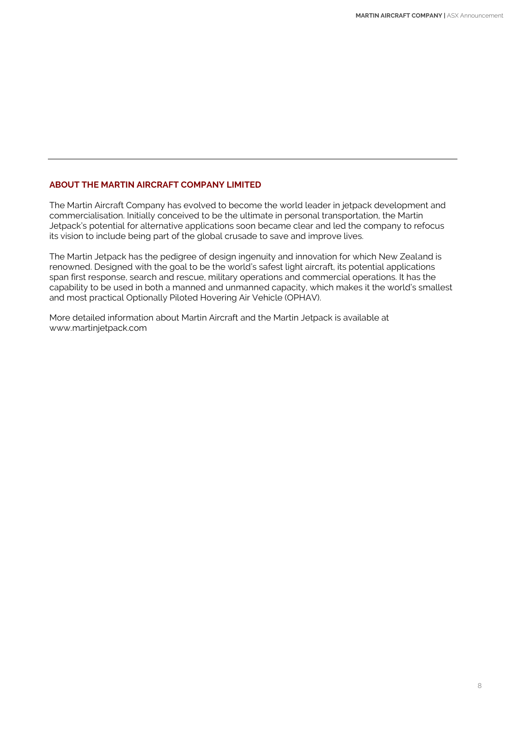---

## ABOUT THE MARTIN AIRCRAFT COMPANY LIMITED

The Martin Aircraft Company has evolved to become the world leader in jetpack development and commercialisation. Initially conceived to be the ultimate in personal transportation, the Martin Jetpack's potential for alternative applications soon became clear and led the company to refocus its vision to include being part of the global crusade to save and improve lives.

The Martin Jetpack has the pedigree of design ingenuity and innovation for which New Zealand is renowned. Designed with the goal to be the world's safest light aircraft, its potential applications span first response, search and rescue, military operations and commercial operations. It has the capability to be used in both a manned and unmanned capacity, which makes it the world's smallest and most practical Optionally Piloted Hovering Air Vehicle (OPHAV).

More detailed information about Martin Aircraft and the Martin Jetpack is available at www.martinjetpack.com